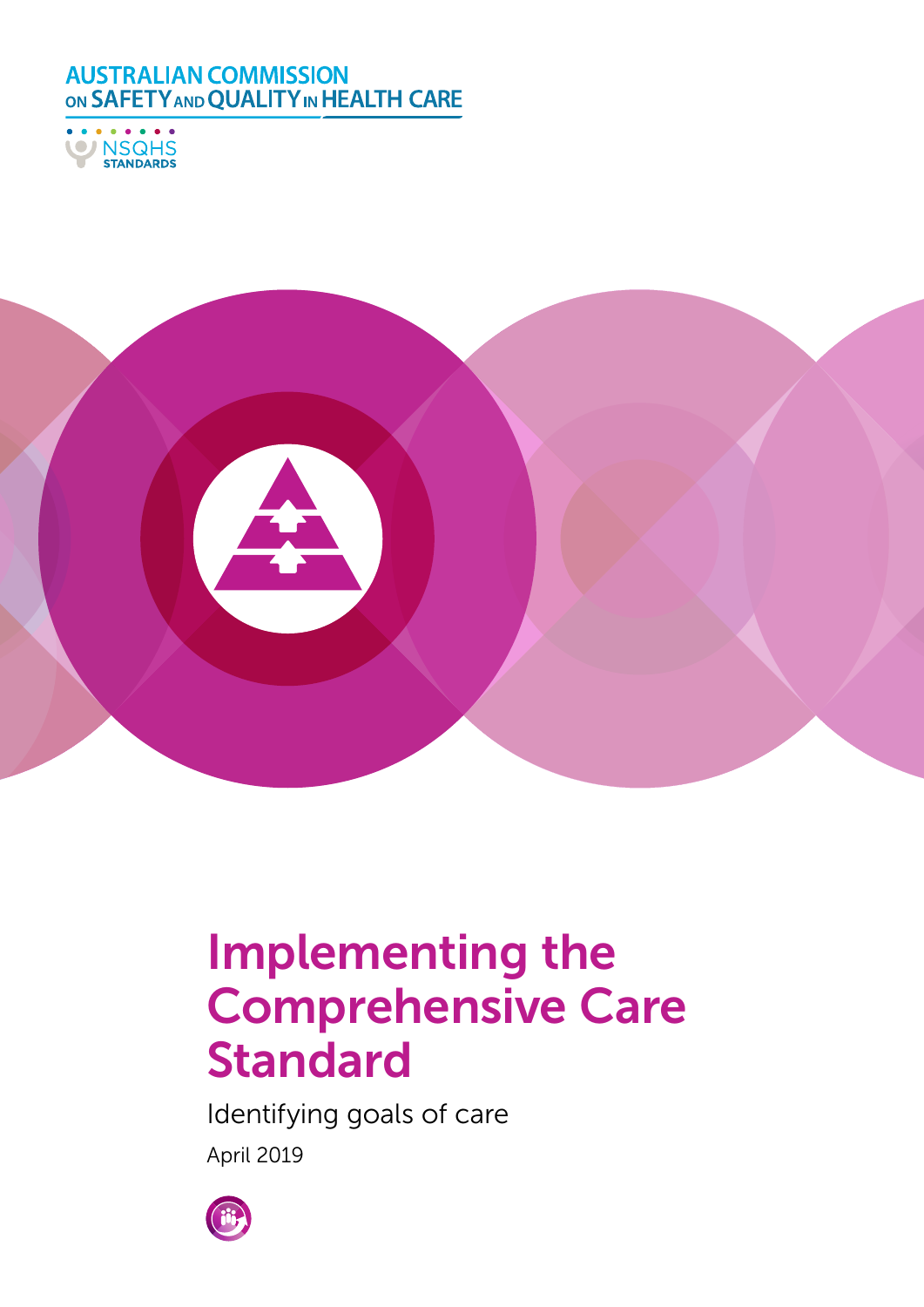AUSTRALIAN COMMISSION ON SAFETY AND QUALITY IN HEALTH CARE

NSQHS STANDARDS

# Implementing the Comprehensive Care Standard

Identifying goals of care

April 2019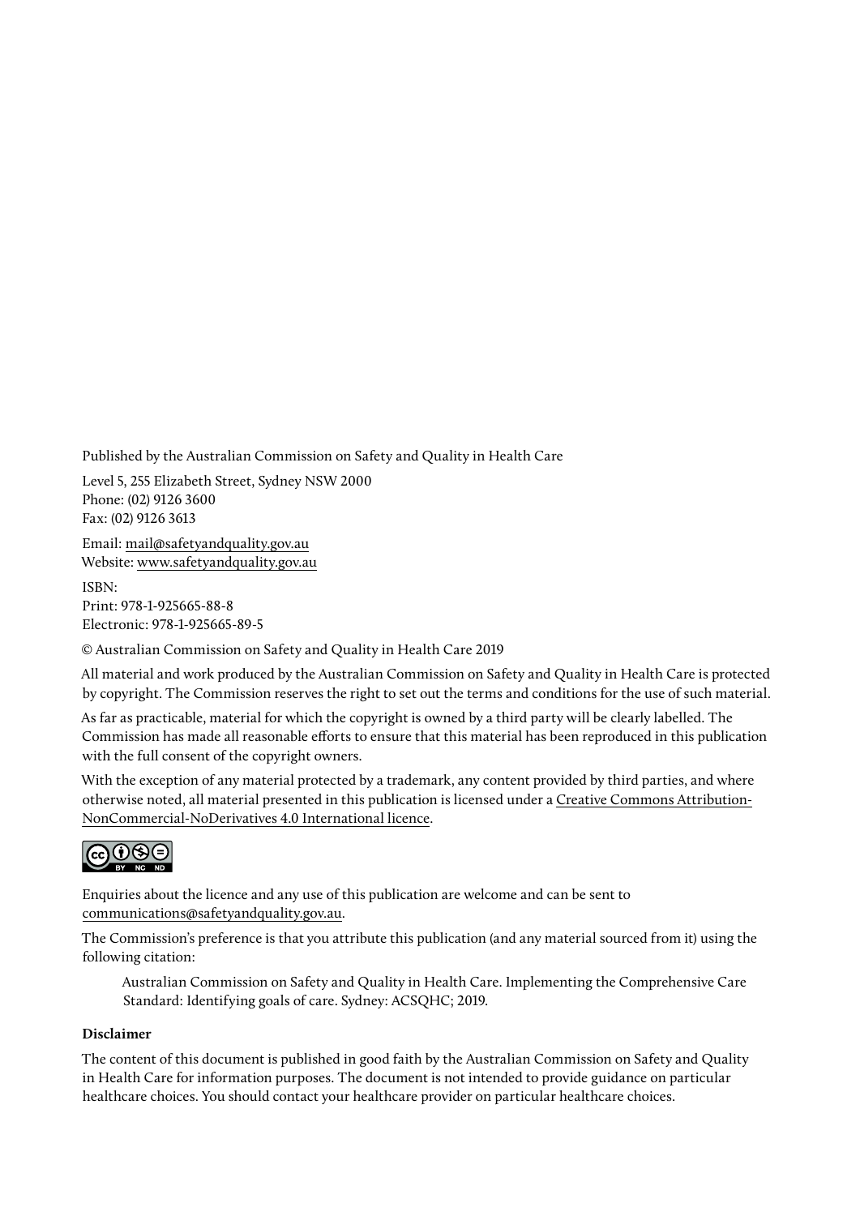Published by the Australian Commission on Safety and Quality in Health Care

Level 5, 255 Elizabeth Street, Sydney NSW 2000
Phone: (02) 9126 3600
Fax: (02) 9126 3613

Email: mail@safetyandquality.gov.au
Website: www.safetyandquality.gov.au

ISBN:
Print: 978-1-925665-88-8
Electronic: 978-1-925665-89-5

© Australian Commission on Safety and Quality in Health Care 2019

All material and work produced by the Australian Commission on Safety and Quality in Health Care is protected by copyright. The Commission reserves the right to set out the terms and conditions for the use of such material.

As far as practicable, material for which the copyright is owned by a third party will be clearly labelled. The Commission has made all reasonable efforts to ensure that this material has been reproduced in this publication with the full consent of the copyright owners.

With the exception of any material protected by a trademark, any content provided by third parties, and where otherwise noted, all material presented in this publication is licensed under a Creative Commons Attribution-NonCommercial-NoDerivatives 4.0 International licence.

Enquiries about the licence and any use of this publication are welcome and can be sent to communications@safetyandquality.gov.au.

The Commission's preference is that you attribute this publication (and any material sourced from it) using the following citation:

> Australian Commission on Safety and Quality in Health Care. Implementing the Comprehensive Care Standard: Identifying goals of care. Sydney: ACSQHC; 2019.

**Disclaimer**

The content of this document is published in good faith by the Australian Commission on Safety and Quality in Health Care for information purposes. The document is not intended to provide guidance on particular healthcare choices. You should contact your healthcare provider on particular healthcare choices.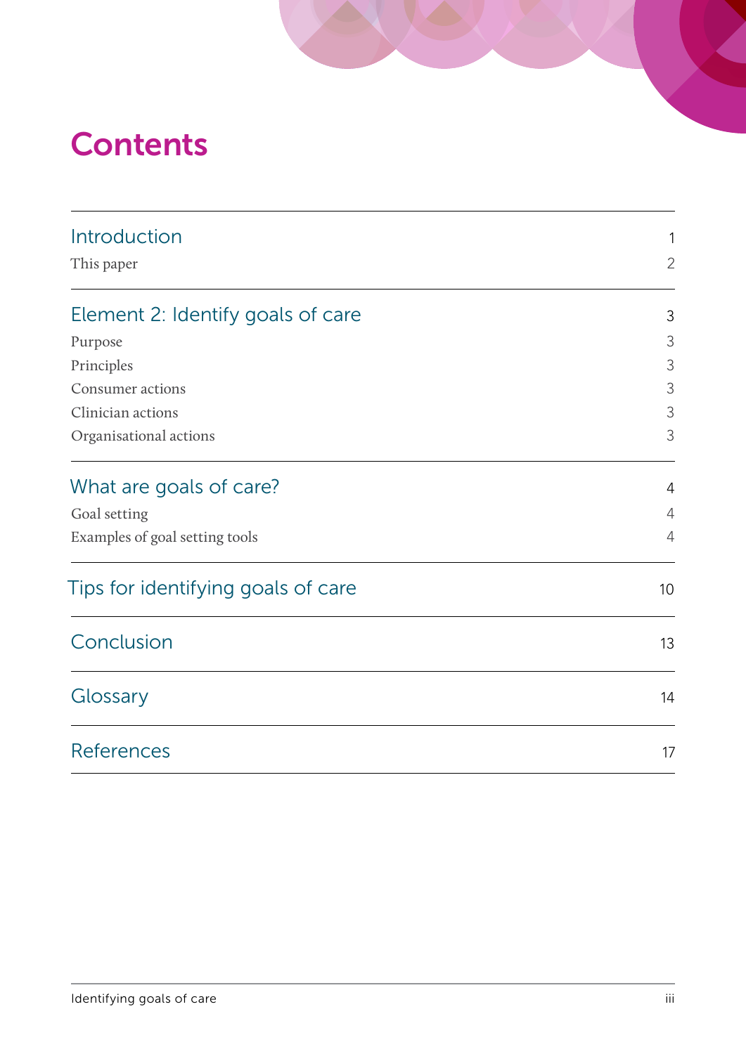# Contents

| | |
|---|---|
| **Introduction** | 1 |
| This paper | 2 |
| **Element 2: Identify goals of care** | 3 |
| Purpose | 3 |
| Principles | 3 |
| Consumer actions | 3 |
| Clinician actions | 3 |
| Organisational actions | 3 |
| **What are goals of care?** | 4 |
| Goal setting | 4 |
| Examples of goal setting tools | 4 |
| **Tips for identifying goals of care** | 10 |
| **Conclusion** | 13 |
| **Glossary** | 14 |
| **References** | 17 |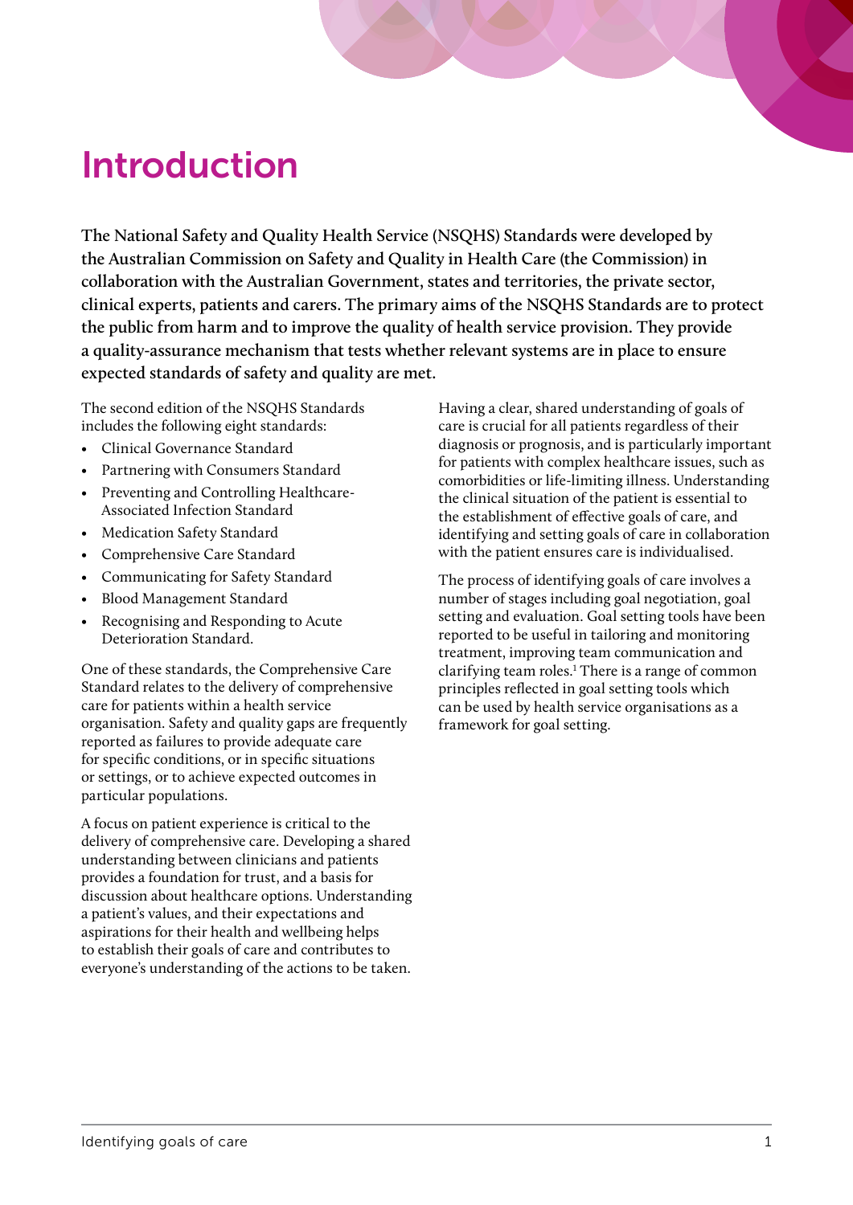# Introduction

**The National Safety and Quality Health Service (NSQHS) Standards were developed by the Australian Commission on Safety and Quality in Health Care (the Commission) in collaboration with the Australian Government, states and territories, the private sector, clinical experts, patients and carers. The primary aims of the NSQHS Standards are to protect the public from harm and to improve the quality of health service provision. They provide a quality-assurance mechanism that tests whether relevant systems are in place to ensure expected standards of safety and quality are met.**

The second edition of the NSQHS Standards includes the following eight standards:

- Clinical Governance Standard
- Partnering with Consumers Standard
- Preventing and Controlling Healthcare-Associated Infection Standard
- Medication Safety Standard
- Comprehensive Care Standard
- Communicating for Safety Standard
- Blood Management Standard
- Recognising and Responding to Acute Deterioration Standard.

One of these standards, the Comprehensive Care Standard relates to the delivery of comprehensive care for patients within a health service organisation. Safety and quality gaps are frequently reported as failures to provide adequate care for specific conditions, or in specific situations or settings, or to achieve expected outcomes in particular populations.

A focus on patient experience is critical to the delivery of comprehensive care. Developing a shared understanding between clinicians and patients provides a foundation for trust, and a basis for discussion about healthcare options. Understanding a patient's values, and their expectations and aspirations for their health and wellbeing helps to establish their goals of care and contributes to everyone's understanding of the actions to be taken.

Having a clear, shared understanding of goals of care is crucial for all patients regardless of their diagnosis or prognosis, and is particularly important for patients with complex healthcare issues, such as comorbidities or life-limiting illness. Understanding the clinical situation of the patient is essential to the establishment of effective goals of care, and identifying and setting goals of care in collaboration with the patient ensures care is individualised.

The process of identifying goals of care involves a number of stages including goal negotiation, goal setting and evaluation. Goal setting tools have been reported to be useful in tailoring and monitoring treatment, improving team communication and clarifying team roles.[1] There is a range of common principles reflected in goal setting tools which can be used by health service organisations as a framework for goal setting.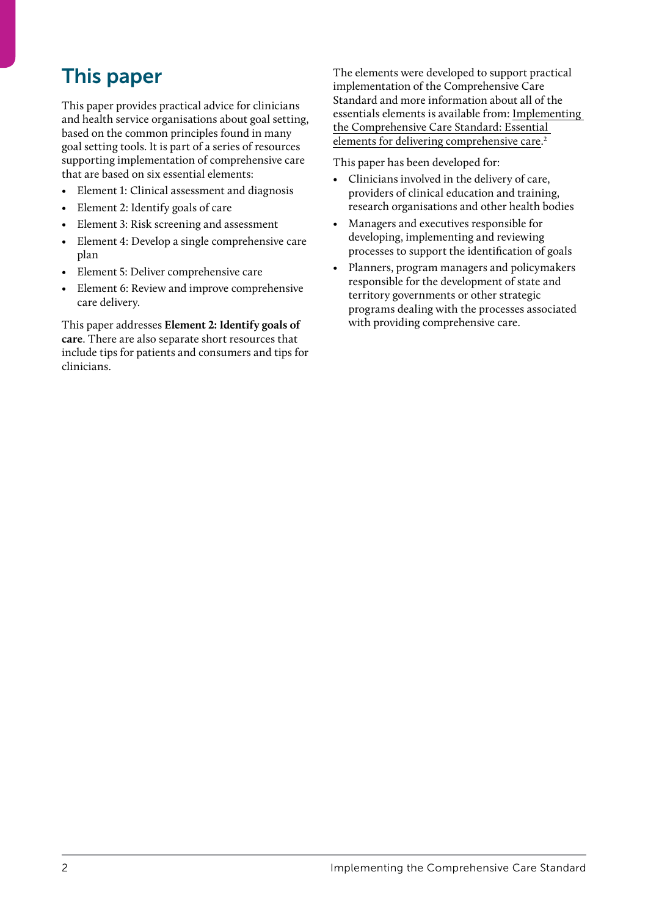## This paper

This paper provides practical advice for clinicians and health service organisations about goal setting, based on the common principles found in many goal setting tools. It is part of a series of resources supporting implementation of comprehensive care that are based on six essential elements:

- Element 1: Clinical assessment and diagnosis
- Element 2: Identify goals of care
- Element 3: Risk screening and assessment
- Element 4: Develop a single comprehensive care plan
- Element 5: Deliver comprehensive care
- Element 6: Review and improve comprehensive care delivery.

This paper addresses **Element 2: Identify goals of care**. There are also separate short resources that include tips for patients and consumers and tips for clinicians.

The elements were developed to support practical implementation of the Comprehensive Care Standard and more information about all of the essentials elements is available from: Implementing the Comprehensive Care Standard: Essential elements for delivering comprehensive care.[2]

This paper has been developed for:

- Clinicians involved in the delivery of care, providers of clinical education and training, research organisations and other health bodies
- Managers and executives responsible for developing, implementing and reviewing processes to support the identification of goals
- Planners, program managers and policymakers responsible for the development of state and territory governments or other strategic programs dealing with the processes associated with providing comprehensive care.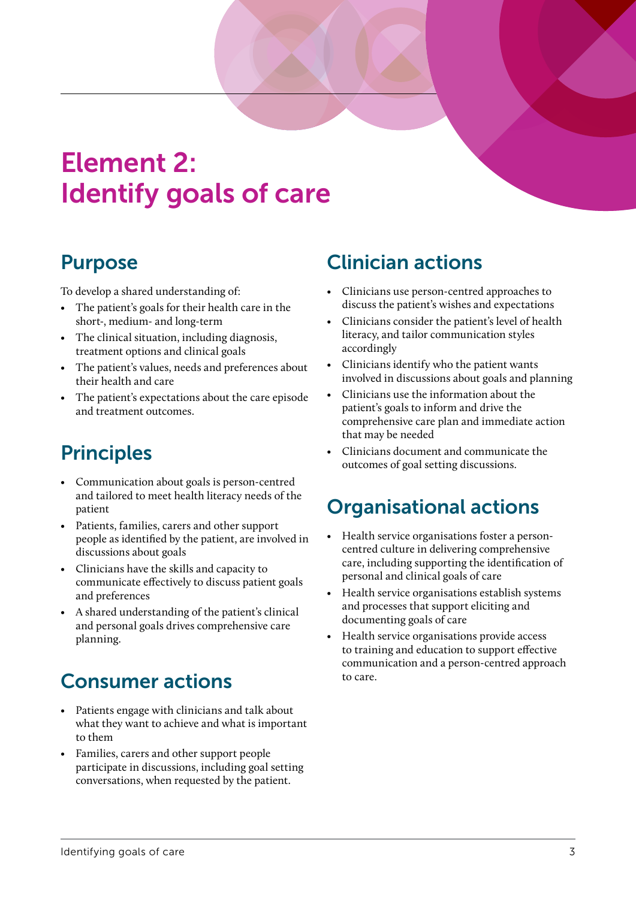# Element 2: Identify goals of care

## Purpose

To develop a shared understanding of:

- The patient's goals for their health care in the short-, medium- and long-term
- The clinical situation, including diagnosis, treatment options and clinical goals
- The patient's values, needs and preferences about their health and care
- The patient's expectations about the care episode and treatment outcomes.

## Principles

- Communication about goals is person-centred and tailored to meet health literacy needs of the patient
- Patients, families, carers and other support people as identified by the patient, are involved in discussions about goals
- Clinicians have the skills and capacity to communicate effectively to discuss patient goals and preferences
- A shared understanding of the patient's clinical and personal goals drives comprehensive care planning.

## Consumer actions

- Patients engage with clinicians and talk about what they want to achieve and what is important to them
- Families, carers and other support people participate in discussions, including goal setting conversations, when requested by the patient.

## Clinician actions

- Clinicians use person-centred approaches to discuss the patient's wishes and expectations
- Clinicians consider the patient's level of health literacy, and tailor communication styles accordingly
- Clinicians identify who the patient wants involved in discussions about goals and planning
- Clinicians use the information about the patient's goals to inform and drive the comprehensive care plan and immediate action that may be needed
- Clinicians document and communicate the outcomes of goal setting discussions.

## Organisational actions

- Health service organisations foster a person-centred culture in delivering comprehensive care, including supporting the identification of personal and clinical goals of care
- Health service organisations establish systems and processes that support eliciting and documenting goals of care
- Health service organisations provide access to training and education to support effective communication and a person-centred approach to care.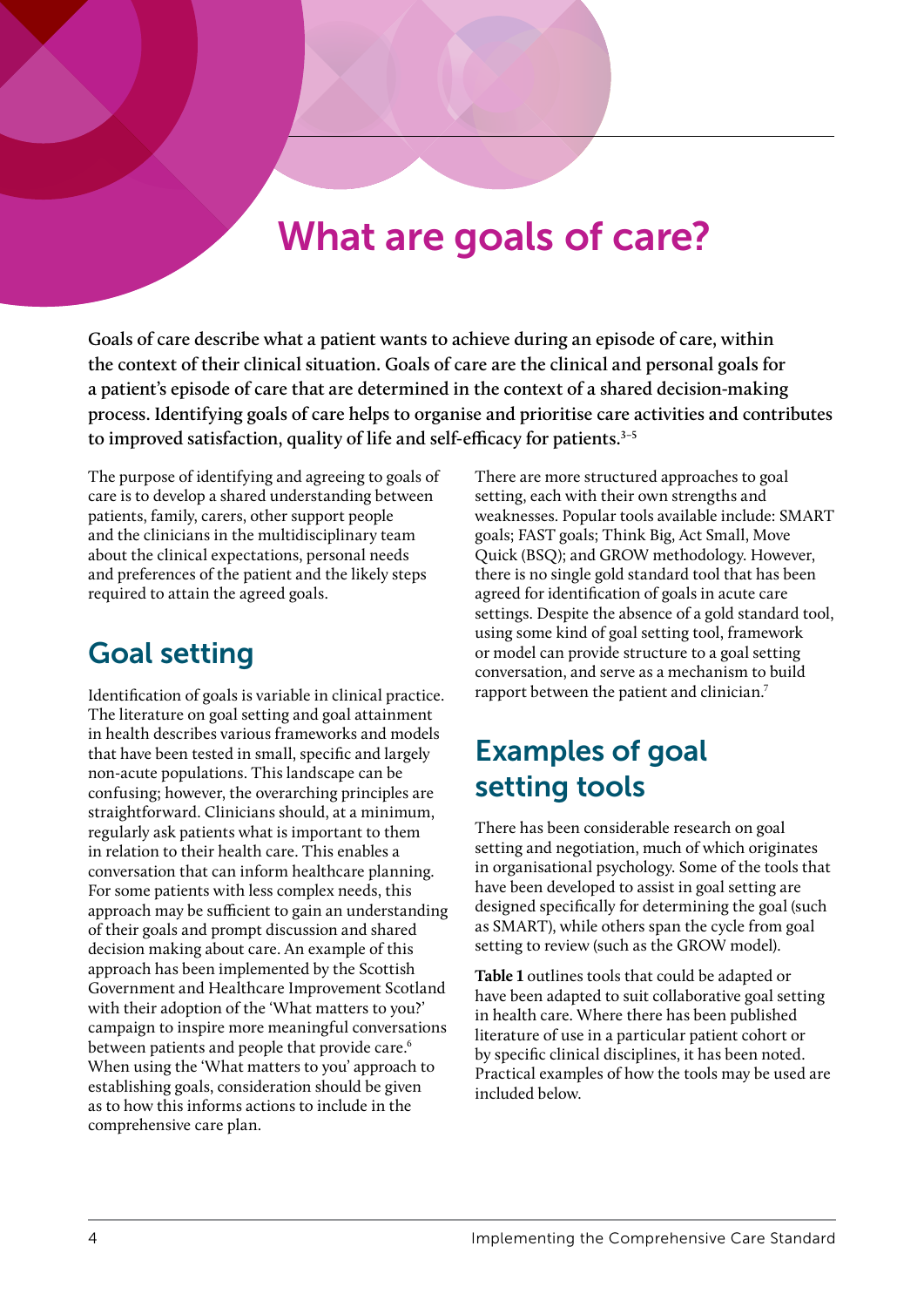# What are goals of care?

**Goals of care describe what a patient wants to achieve during an episode of care, within the context of their clinical situation. Goals of care are the clinical and personal goals for a patient's episode of care that are determined in the context of a shared decision-making process. Identifying goals of care helps to organise and prioritise care activities and contributes to improved satisfaction, quality of life and self-efficacy for patients.[3–5]**

The purpose of identifying and agreeing to goals of care is to develop a shared understanding between patients, family, carers, other support people and the clinicians in the multidisciplinary team about the clinical expectations, personal needs and preferences of the patient and the likely steps required to attain the agreed goals.

## Goal setting

Identification of goals is variable in clinical practice. The literature on goal setting and goal attainment in health describes various frameworks and models that have been tested in small, specific and largely non-acute populations. This landscape can be confusing; however, the overarching principles are straightforward. Clinicians should, at a minimum, regularly ask patients what is important to them in relation to their health care. This enables a conversation that can inform healthcare planning. For some patients with less complex needs, this approach may be sufficient to gain an understanding of their goals and prompt discussion and shared decision making about care. An example of this approach has been implemented by the Scottish Government and Healthcare Improvement Scotland with their adoption of the 'What matters to you?' campaign to inspire more meaningful conversations between patients and people that provide care.[6] When using the 'What matters to you' approach to establishing goals, consideration should be given as to how this informs actions to include in the comprehensive care plan.

There are more structured approaches to goal setting, each with their own strengths and weaknesses. Popular tools available include: SMART goals; FAST goals; Think Big, Act Small, Move Quick (BSQ); and GROW methodology. However, there is no single gold standard tool that has been agreed for identification of goals in acute care settings. Despite the absence of a gold standard tool, using some kind of goal setting tool, framework or model can provide structure to a goal setting conversation, and serve as a mechanism to build rapport between the patient and clinician.[7]

## Examples of goal setting tools

There has been considerable research on goal setting and negotiation, much of which originates in organisational psychology. Some of the tools that have been developed to assist in goal setting are designed specifically for determining the goal (such as SMART), while others span the cycle from goal setting to review (such as the GROW model).

**Table 1** outlines tools that could be adapted or have been adapted to suit collaborative goal setting in health care. Where there has been published literature of use in a particular patient cohort or by specific clinical disciplines, it has been noted. Practical examples of how the tools may be used are included below.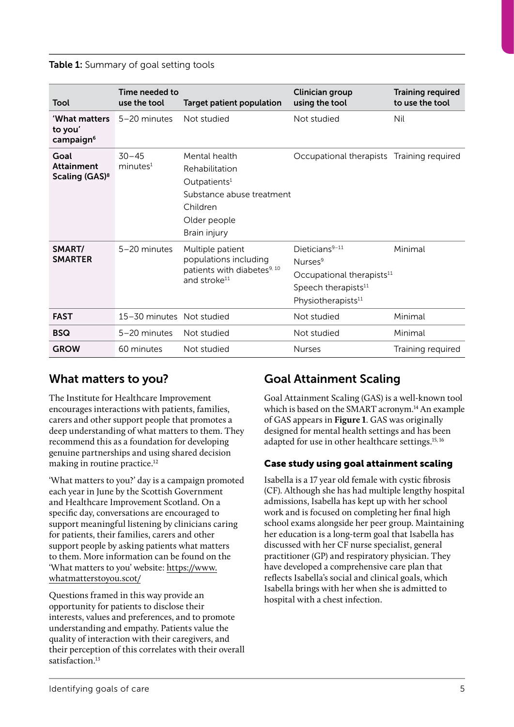**Table 1:** Summary of goal setting tools

| Tool | Time needed to use the tool | Target patient population | Clinician group using the tool | Training required to use the tool |
|---|---|---|---|---|
| 'What matters to you' campaign[6] | 5–20 minutes | Not studied | Not studied | Nil |
| Goal Attainment Scaling (GAS)[8] | 30–45 minutes[1] | Mental health<br>Rehabilitation<br>Outpatients[1]<br>Substance abuse treatment<br>Children<br>Older people<br>Brain injury | Occupational therapists | Training required |
| SMART/ SMARTER | 5–20 minutes | Multiple patient populations including patients with diabetes[9,10] and stroke[11] | Dieticians[9–11]<br>Nurses[9]<br>Occupational therapists[11]<br>Speech therapists[11]<br>Physiotherapists[11] | Minimal |
| FAST | 15–30 minutes | Not studied | Not studied | Minimal |
| BSQ | 5–20 minutes | Not studied | Not studied | Minimal |
| GROW | 60 minutes | Not studied | Nurses | Training required |

## What matters to you?

The Institute for Healthcare Improvement encourages interactions with patients, families, carers and other support people that promotes a deep understanding of what matters to them. They recommend this as a foundation for developing genuine partnerships and using shared decision making in routine practice.[12]

'What matters to you?' day is a campaign promoted each year in June by the Scottish Government and Healthcare Improvement Scotland. On a specific day, conversations are encouraged to support meaningful listening by clinicians caring for patients, their families, carers and other support people by asking patients what matters to them. More information can be found on the 'What matters to you' website: https://www.whatmatterstoyou.scot/

Questions framed in this way provide an opportunity for patients to disclose their interests, values and preferences, and to promote understanding and empathy. Patients value the quality of interaction with their caregivers, and their perception of this correlates with their overall satisfaction.[13]

## Goal Attainment Scaling

Goal Attainment Scaling (GAS) is a well-known tool which is based on the SMART acronym.[14] An example of GAS appears in **Figure 1**. GAS was originally designed for mental health settings and has been adapted for use in other healthcare settings.[15,16]

### Case study using goal attainment scaling

Isabella is a 17 year old female with cystic fibrosis (CF). Although she has had multiple lengthy hospital admissions, Isabella has kept up with her school work and is focused on completing her final high school exams alongside her peer group. Maintaining her education is a long-term goal that Isabella has discussed with her CF nurse specialist, general practitioner (GP) and respiratory physician. They have developed a comprehensive care plan that reflects Isabella's social and clinical goals, which Isabella brings with her when she is admitted to hospital with a chest infection.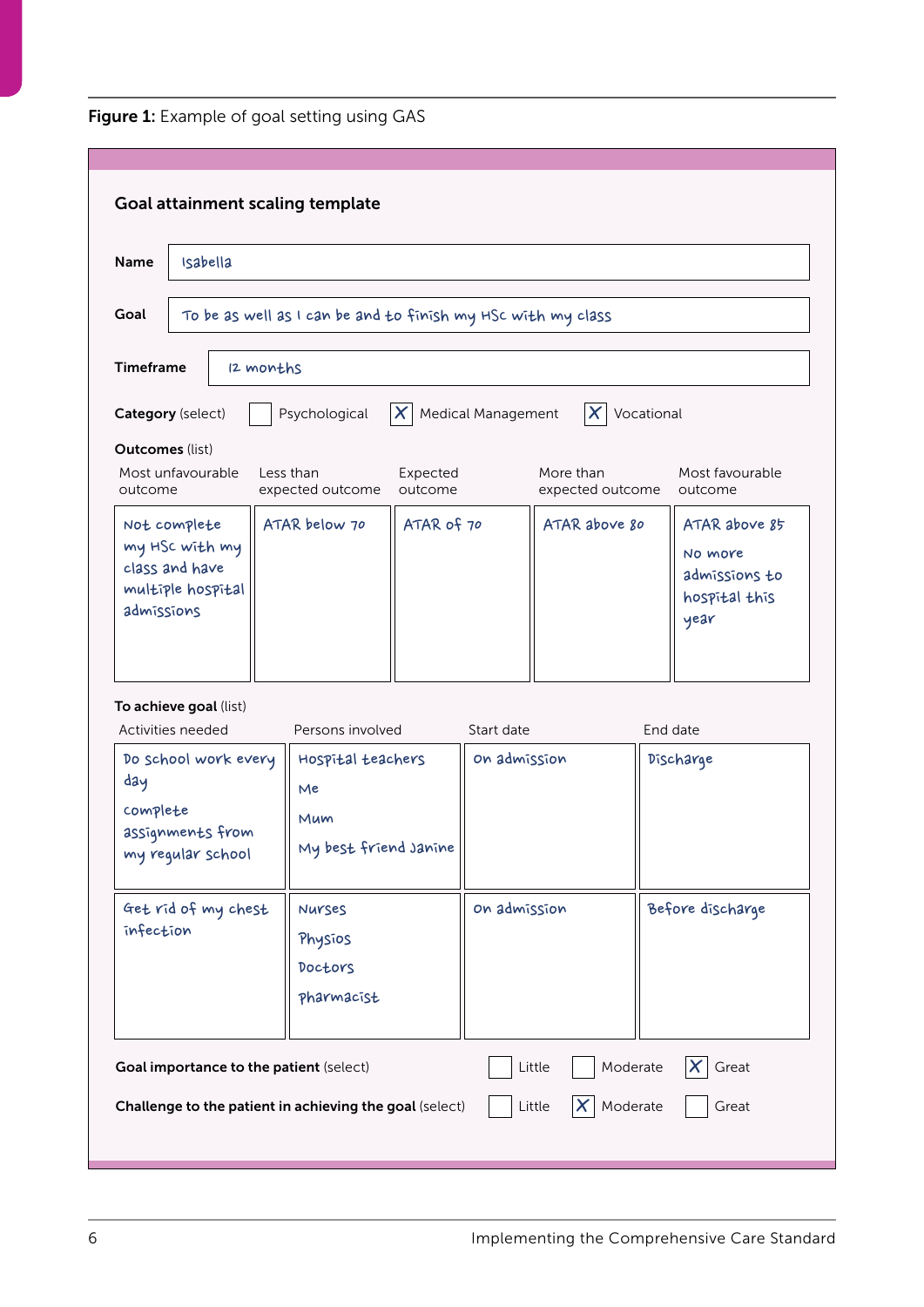**Figure 1:** Example of goal setting using GAS

### Goal attainment scaling template

**Name**: Isabella

**Goal**: To be as well as I can be and to finish my HSc with my class

**Timeframe**: 12 months

**Category** (select): ☐ Psychological ☒ Medical Management ☒ Vocational

**Outcomes** (list)

| Most unfavourable outcome | Less than expected outcome | Expected outcome | More than expected outcome | Most favourable outcome |
|---|---|---|---|---|
| Not complete my HSc with my class and have multiple hospital admissions | ATAR below 70 | ATAR of 70 | ATAR above 80 | ATAR above 85<br>No more admissions to hospital this year |

**To achieve goal** (list)

| Activities needed | Persons involved | Start date | End date |
|---|---|---|---|
| Do school work every day<br>complete assignments from my regular school | Hospital teachers<br>Me<br>Mum<br>My best friend Janine | On admission | Discharge |
| Get rid of my chest infection | Nurses<br>Physios<br>Doctors<br>Pharmacist | On admission | Before discharge |

**Goal importance to the patient** (select): ☐ Little ☐ Moderate ☒ Great

**Challenge to the patient in achieving the goal** (select): ☐ Little ☒ Moderate ☐ Great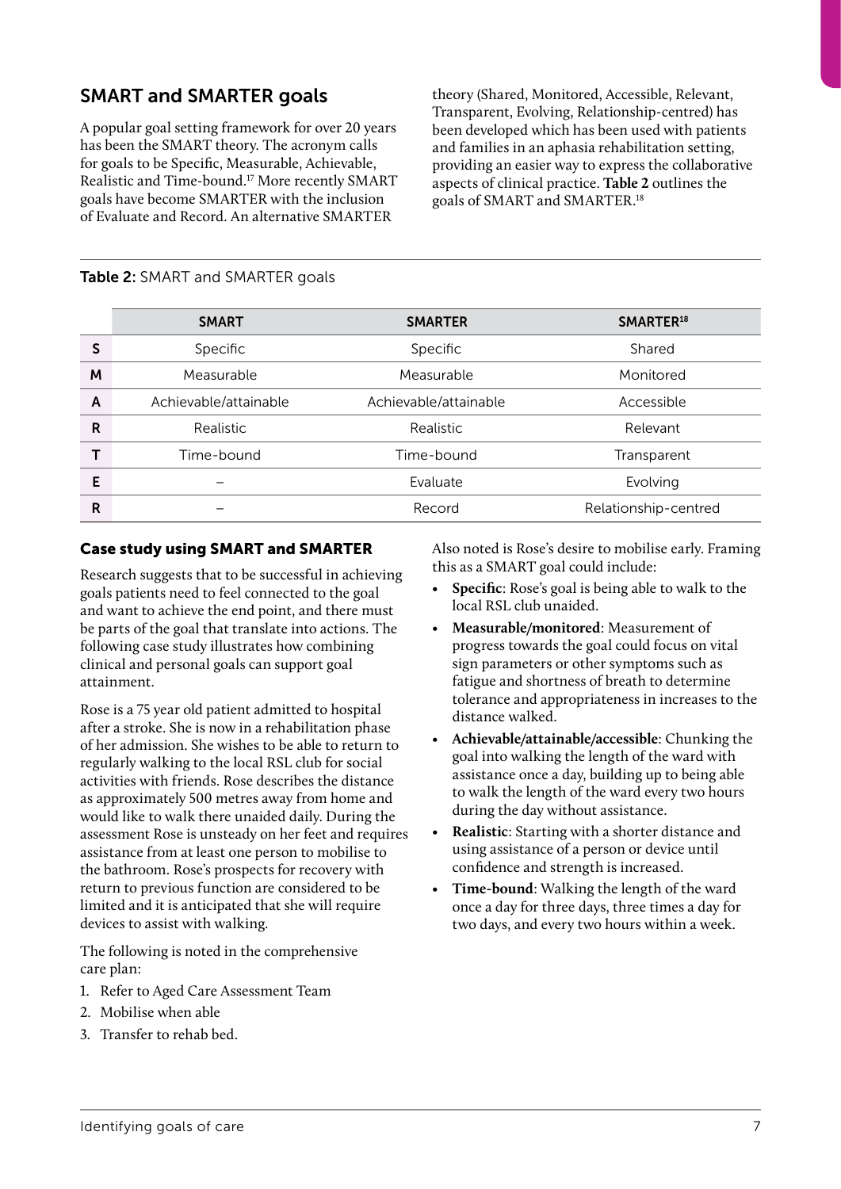## SMART and SMARTER goals

A popular goal setting framework for over 20 years has been the SMART theory. The acronym calls for goals to be Specific, Measurable, Achievable, Realistic and Time-bound.[17] More recently SMART goals have become SMARTER with the inclusion of Evaluate and Record. An alternative SMARTER theory (Shared, Monitored, Accessible, Relevant, Transparent, Evolving, Relationship-centred) has been developed which has been used with patients and families in an aphasia rehabilitation setting, providing an easier way to express the collaborative aspects of clinical practice. **Table 2** outlines the goals of SMART and SMARTER.[18]

**Table 2:** SMART and SMARTER goals

| | SMART | SMARTER | SMARTER[18] |
|---|---|---|---|
| **S** | Specific | Specific | Shared |
| **M** | Measurable | Measurable | Monitored |
| **A** | Achievable/attainable | Achievable/attainable | Accessible |
| **R** | Realistic | Realistic | Relevant |
| **T** | Time-bound | Time-bound | Transparent |
| **E** | – | Evaluate | Evolving |
| **R** | – | Record | Relationship-centred |

### Case study using SMART and SMARTER

Research suggests that to be successful in achieving goals patients need to feel connected to the goal and want to achieve the end point, and there must be parts of the goal that translate into actions. The following case study illustrates how combining clinical and personal goals can support goal attainment.

Rose is a 75 year old patient admitted to hospital after a stroke. She is now in a rehabilitation phase of her admission. She wishes to be able to return to regularly walking to the local RSL club for social activities with friends. Rose describes the distance as approximately 500 metres away from home and would like to walk there unaided daily. During the assessment Rose is unsteady on her feet and requires assistance from at least one person to mobilise to the bathroom. Rose's prospects for recovery with return to previous function are considered to be limited and it is anticipated that she will require devices to assist with walking.

The following is noted in the comprehensive care plan:

1. Refer to Aged Care Assessment Team
2. Mobilise when able
3. Transfer to rehab bed.

Also noted is Rose's desire to mobilise early. Framing this as a SMART goal could include:

- **Specific**: Rose's goal is being able to walk to the local RSL club unaided.
- **Measurable/monitored**: Measurement of progress towards the goal could focus on vital sign parameters or other symptoms such as fatigue and shortness of breath to determine tolerance and appropriateness in increases to the distance walked.
- **Achievable/attainable/accessible**: Chunking the goal into walking the length of the ward with assistance once a day, building up to being able to walk the length of the ward every two hours during the day without assistance.
- **Realistic**: Starting with a shorter distance and using assistance of a person or device until confidence and strength is increased.
- **Time-bound**: Walking the length of the ward once a day for three days, three times a day for two days, and every two hours within a week.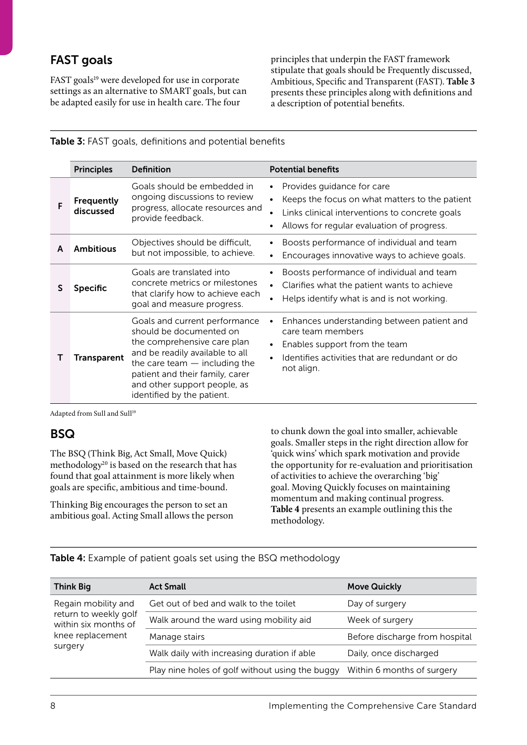## FAST goals

FAST goals[19] were developed for use in corporate settings as an alternative to SMART goals, but can be adapted easily for use in health care. The four principles that underpin the FAST framework stipulate that goals should be Frequently discussed, Ambitious, Specific and Transparent (FAST). **Table 3** presents these principles along with definitions and a description of potential benefits.

**Table 3:** FAST goals, definitions and potential benefits

| | Principles | Definition | Potential benefits |
|---|---|---|---|
| F | **Frequently discussed** | Goals should be embedded in ongoing discussions to review progress, allocate resources and provide feedback. | • Provides guidance for care<br>• Keeps the focus on what matters to the patient<br>• Links clinical interventions to concrete goals<br>• Allows for regular evaluation of progress. |
| A | **Ambitious** | Objectives should be difficult, but not impossible, to achieve. | • Boosts performance of individual and team<br>• Encourages innovative ways to achieve goals. |
| S | **Specific** | Goals are translated into concrete metrics or milestones that clarify how to achieve each goal and measure progress. | • Boosts performance of individual and team<br>• Clarifies what the patient wants to achieve<br>• Helps identify what is and is not working. |
| T | **Transparent** | Goals and current performance should be documented on the comprehensive care plan and be readily available to all the care team — including the patient and their family, carer and other support people, as identified by the patient. | • Enhances understanding between patient and care team members<br>• Enables support from the team<br>• Identifies activities that are redundant or do not align. |

Adapted from Sull and Sull[19]

## BSQ

The BSQ (Think Big, Act Small, Move Quick) methodology[20] is based on the research that has found that goal attainment is more likely when goals are specific, ambitious and time-bound.

Thinking Big encourages the person to set an ambitious goal. Acting Small allows the person to chunk down the goal into smaller, achievable goals. Smaller steps in the right direction allow for 'quick wins' which spark motivation and provide the opportunity for re-evaluation and prioritisation of activities to achieve the overarching 'big' goal. Moving Quickly focuses on maintaining momentum and making continual progress. **Table 4** presents an example outlining this the methodology.

**Table 4:** Example of patient goals set using the BSQ methodology

| Think Big | Act Small | Move Quickly |
|---|---|---|
| Regain mobility and return to weekly golf within six months of knee replacement surgery | Get out of bed and walk to the toilet | Day of surgery |
| | Walk around the ward using mobility aid | Week of surgery |
| | Manage stairs | Before discharge from hospital |
| | Walk daily with increasing duration if able | Daily, once discharged |
| | Play nine holes of golf without using the buggy | Within 6 months of surgery |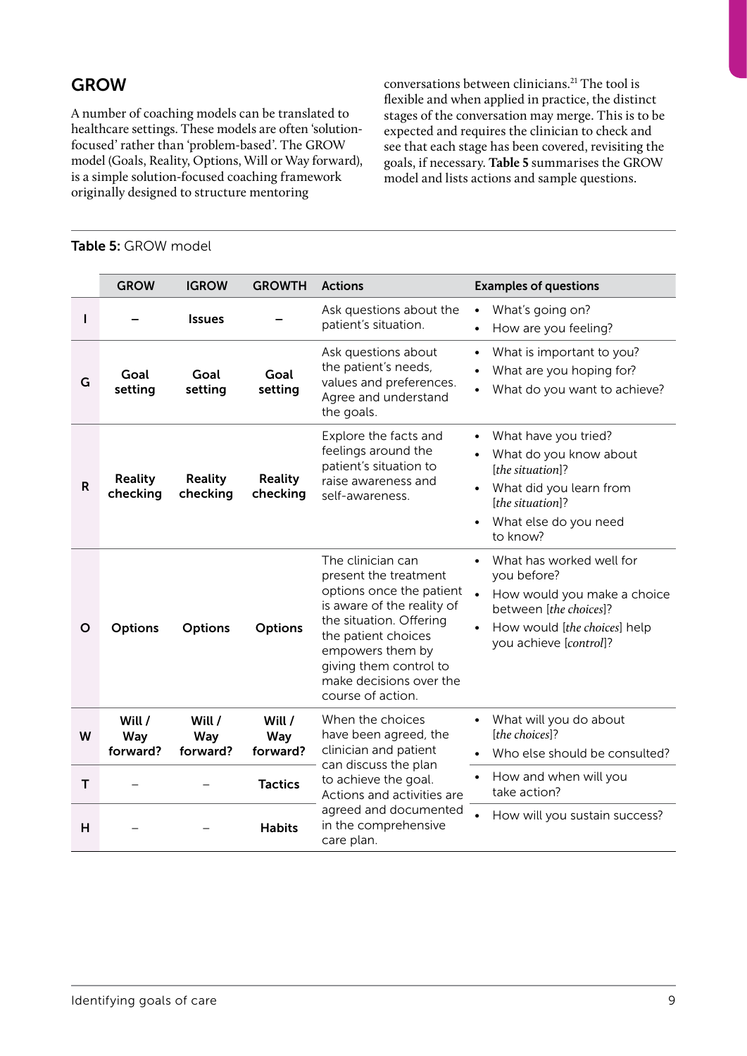## GROW

A number of coaching models can be translated to healthcare settings. These models are often 'solution-focused' rather than 'problem-based'. The GROW model (Goals, Reality, Options, Will or Way forward), is a simple solution-focused coaching framework originally designed to structure mentoring conversations between clinicians.[21] The tool is flexible and when applied in practice, the distinct stages of the conversation may merge. This is to be expected and requires the clinician to check and see that each stage has been covered, revisiting the goals, if necessary. **Table 5** summarises the GROW model and lists actions and sample questions.

**Table 5:** GROW model

| | GROW | IGROW | GROWTH | Actions | Examples of questions |
|---|---|---|---|---|---|
| I | – | Issues | – | Ask questions about the patient's situation. | • What's going on?<br>• How are you feeling? |
| G | Goal setting | Goal setting | Goal setting | Ask questions about the patient's needs, values and preferences. Agree and understand the goals. | • What is important to you?<br>• What are you hoping for?<br>• What do you want to achieve? |
| R | Reality checking | Reality checking | Reality checking | Explore the facts and feelings around the patient's situation to raise awareness and self-awareness. | • What have you tried?<br>• What do you know about [*the situation*]?<br>• What did you learn from [*the situation*]?<br>• What else do you need to know? |
| O | Options | Options | Options | The clinician can present the treatment options once the patient is aware of the reality of the situation. Offering the patient choices empowers them by giving them control to make decisions over the course of action. | • What has worked well for you before?<br>• How would you make a choice between [*the choices*]?<br>• How would [*the choices*] help you achieve [*control*]? |
| W | Will / Way forward? | Will / Way forward? | Will / Way forward? | When the choices have been agreed, the clinician and patient can discuss the plan to achieve the goal. Actions and activities are agreed and documented in the comprehensive care plan. | • What will you do about [*the choices*]?<br>• Who else should be consulted? |
| T | – | – | Tactics | | • How and when will you take action? |
| H | – | – | Habits | | • How will you sustain success? |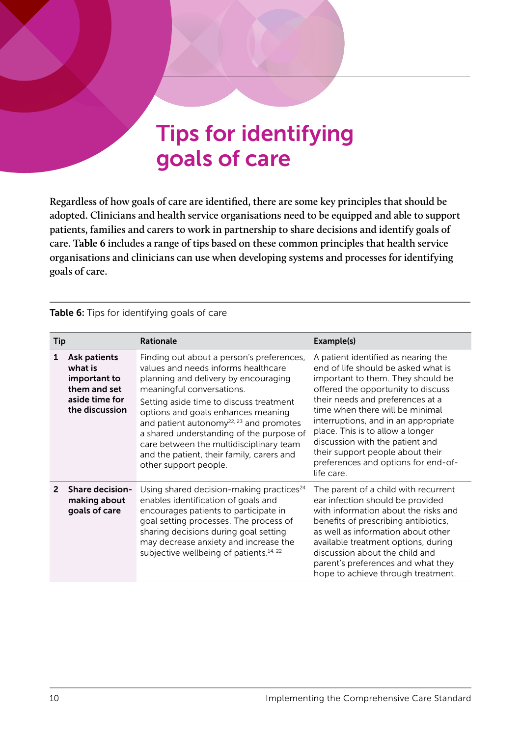# Tips for identifying goals of care

Regardless of how goals of care are identified, there are some key principles that should be adopted. Clinicians and health service organisations need to be equipped and able to support patients, families and carers to work in partnership to share decisions and identify goals of care. **Table 6** includes a range of tips based on these common principles that health service organisations and clinicians can use when developing systems and processes for identifying goals of care.

**Table 6:** Tips for identifying goals of care

| Tip | Rationale | Example(s) |
|---|---|---|
| **1 Ask patients what is important to them and set aside time for the discussion** | Finding out about a person's preferences, values and needs informs healthcare planning and delivery by encouraging meaningful conversations. Setting aside time to discuss treatment options and goals enhances meaning and patient autonomy[22, 23] and promotes a shared understanding of the purpose of care between the multidisciplinary team and the patient, their family, carers and other support people. | A patient identified as nearing the end of life should be asked what is important to them. They should be offered the opportunity to discuss their needs and preferences at a time when there will be minimal interruptions, and in an appropriate place. This is to allow a longer discussion with the patient and their support people about their preferences and options for end-of-life care. |
| **2 Share decision-making about goals of care** | Using shared decision-making practices[24] enables identification of goals and encourages patients to participate in goal setting processes. The process of sharing decisions during goal setting may decrease anxiety and increase the subjective wellbeing of patients.[14, 22] | The parent of a child with recurrent ear infection should be provided with information about the risks and benefits of prescribing antibiotics, as well as information about other available treatment options, during discussion about the child and parent's preferences and what they hope to achieve through treatment. |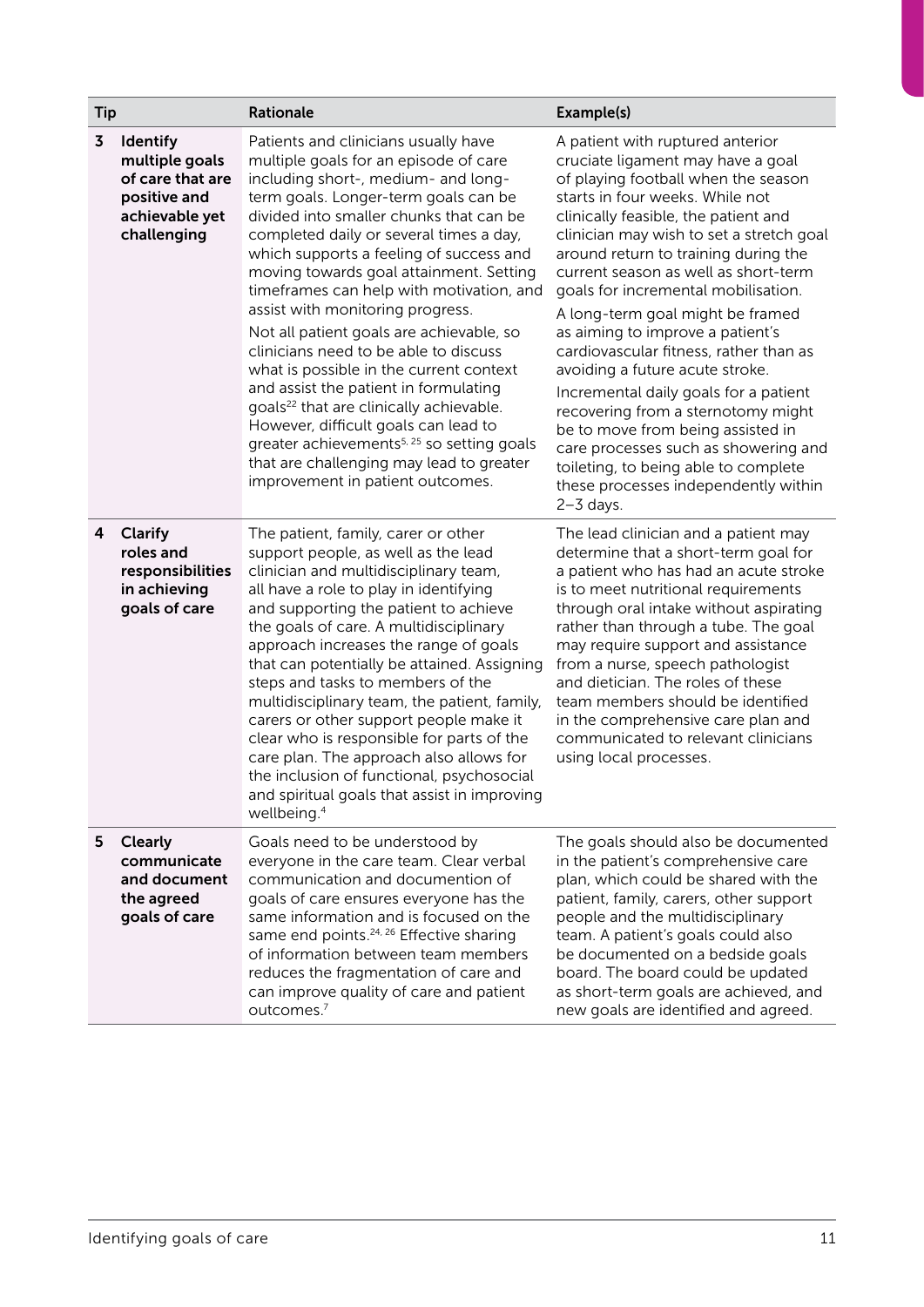| Tip | | Rationale | Example(s) |
|---|---|---|---|
| 3 | **Identify multiple goals of care that are positive and achievable yet challenging** | Patients and clinicians usually have multiple goals for an episode of care including short-, medium- and long-term goals. Longer-term goals can be divided into smaller chunks that can be completed daily or several times a day, which supports a feeling of success and moving towards goal attainment. Setting timeframes can help with motivation, and assist with monitoring progress.<br><br>Not all patient goals are achievable, so clinicians need to be able to discuss what is possible in the current context and assist the patient in formulating goals[22] that are clinically achievable. However, difficult goals can lead to greater achievements[5, 25] so setting goals that are challenging may lead to greater improvement in patient outcomes. | A patient with ruptured anterior cruciate ligament may have a goal of playing football when the season starts in four weeks. While not clinically feasible, the patient and clinician may wish to set a stretch goal around return to training during the current season as well as short-term goals for incremental mobilisation.<br><br>A long-term goal might be framed as aiming to improve a patient's cardiovascular fitness, rather than as avoiding a future acute stroke.<br><br>Incremental daily goals for a patient recovering from a sternotomy might be to move from being assisted in care processes such as showering and toileting, to being able to complete these processes independently within 2–3 days. |
| 4 | **Clarify roles and responsibilities in achieving goals of care** | The patient, family, carer or other support people, as well as the lead clinician and multidisciplinary team, all have a role to play in identifying and supporting the patient to achieve the goals of care. A multidisciplinary approach increases the range of goals that can potentially be attained. Assigning steps and tasks to members of the multidisciplinary team, the patient, family, carers or other support people make it clear who is responsible for parts of the care plan. The approach also allows for the inclusion of functional, psychosocial and spiritual goals that assist in improving wellbeing.[4] | The lead clinician and a patient may determine that a short-term goal for a patient who has had an acute stroke is to meet nutritional requirements through oral intake without aspirating rather than through a tube. The goal may require support and assistance from a nurse, speech pathologist and dietician. The roles of these team members should be identified in the comprehensive care plan and communicated to relevant clinicians using local processes. |
| 5 | **Clearly communicate and document the agreed goals of care** | Goals need to be understood by everyone in the care team. Clear verbal communication and documentation of goals of care ensures everyone has the same information and is focused on the same end points.[24, 26] Effective sharing of information between team members reduces the fragmentation of care and can improve quality of care and patient outcomes.[7] | The goals should also be documented in the patient's comprehensive care plan, which could be shared with the patient, family, carers, other support people and the multidisciplinary team. A patient's goals could also be documented on a bedside goals board. The board could be updated as short-term goals are achieved, and new goals are identified and agreed. |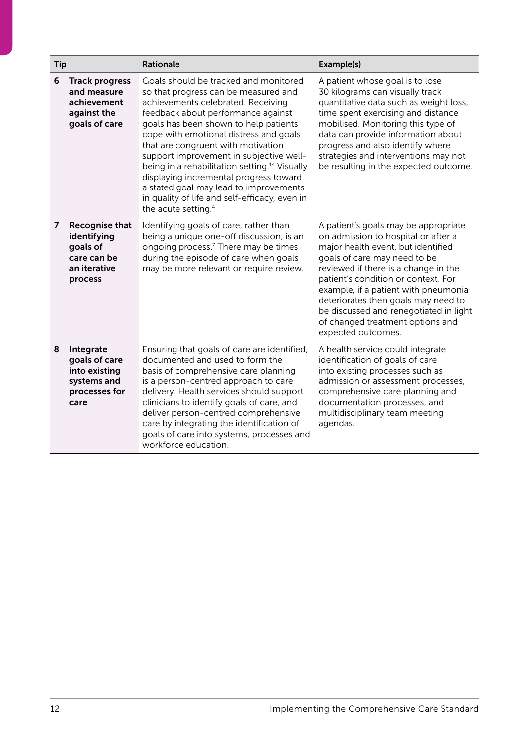| Tip | Rationale | Example(s) |
|---|---|---|
| **6 Track progress and measure achievement against the goals of care** | Goals should be tracked and monitored so that progress can be measured and achievements celebrated. Receiving feedback about performance against goals has been shown to help patients cope with emotional distress and goals that are congruent with motivation support improvement in subjective well-being in a rehabilitation setting.[14] Visually displaying incremental progress toward a stated goal may lead to improvements in quality of life and self-efficacy, even in the acute setting.[4] | A patient whose goal is to lose 30 kilograms can visually track quantitative data such as weight loss, time spent exercising and distance mobilised. Monitoring this type of data can provide information about progress and also identify where strategies and interventions may not be resulting in the expected outcome. |
| **7 Recognise that identifying goals of care can be an iterative process** | Identifying goals of care, rather than being a unique one-off discussion, is an ongoing process.[7] There may be times during the episode of care when goals may be more relevant or require review. | A patient's goals may be appropriate on admission to hospital or after a major health event, but identified goals of care may need to be reviewed if there is a change in the patient's condition or context. For example, if a patient with pneumonia deteriorates then goals may need to be discussed and renegotiated in light of changed treatment options and expected outcomes. |
| **8 Integrate goals of care into existing systems and processes for care** | Ensuring that goals of care are identified, documented and used to form the basis of comprehensive care planning is a person-centred approach to care delivery. Health services should support clinicians to identify goals of care, and deliver person-centred comprehensive care by integrating the identification of goals of care into systems, processes and workforce education. | A health service could integrate identification of goals of care into existing processes such as admission or assessment processes, comprehensive care planning and documentation processes, and multidisciplinary team meeting agendas. |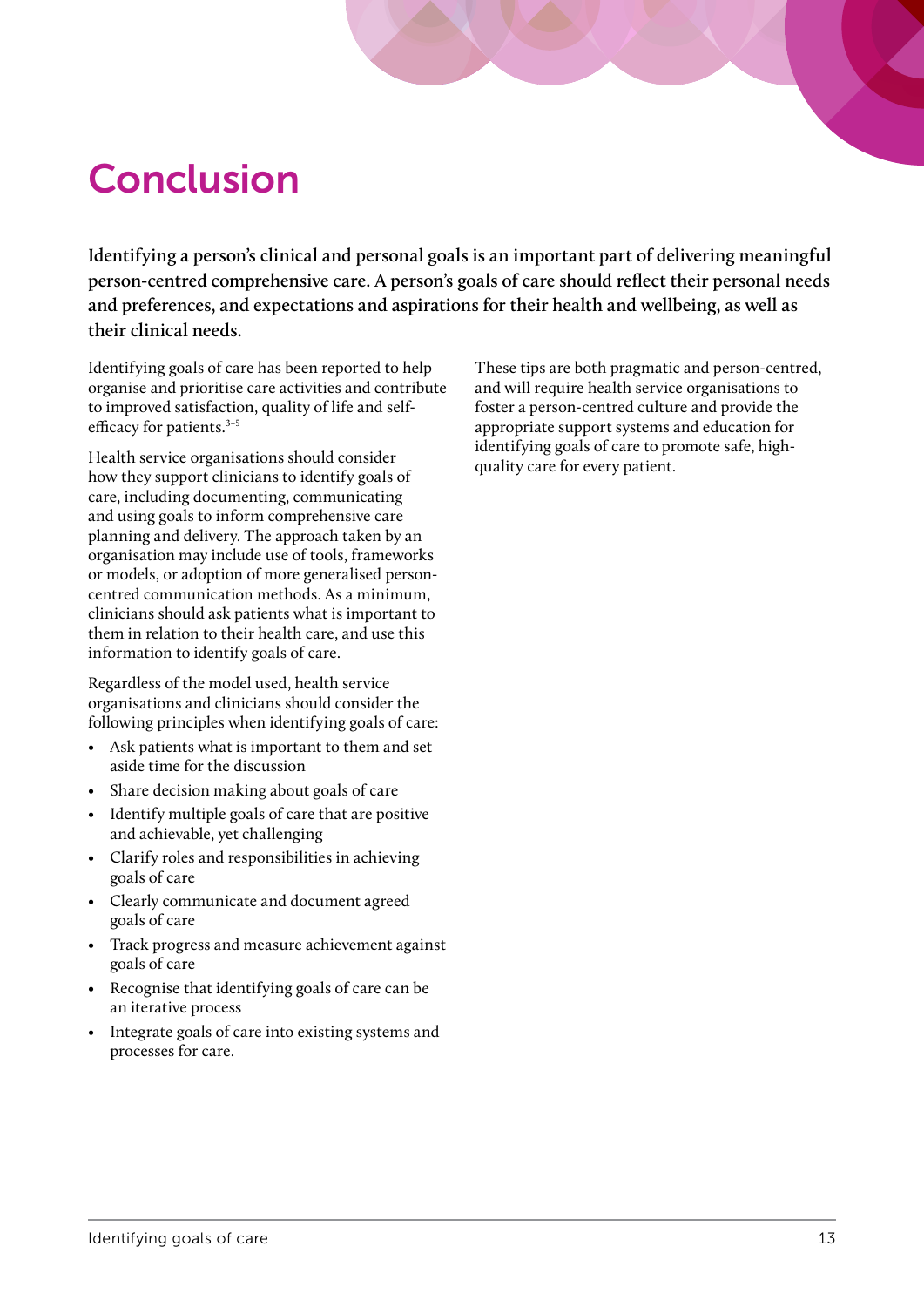# Conclusion

**Identifying a person's clinical and personal goals is an important part of delivering meaningful person-centred comprehensive care. A person's goals of care should reflect their personal needs and preferences, and expectations and aspirations for their health and wellbeing, as well as their clinical needs.**

Identifying goals of care has been reported to help organise and prioritise care activities and contribute to improved satisfaction, quality of life and self-efficacy for patients.[3–5]

Health service organisations should consider how they support clinicians to identify goals of care, including documenting, communicating and using goals to inform comprehensive care planning and delivery. The approach taken by an organisation may include use of tools, frameworks or models, or adoption of more generalised person-centred communication methods. As a minimum, clinicians should ask patients what is important to them in relation to their health care, and use this information to identify goals of care.

Regardless of the model used, health service organisations and clinicians should consider the following principles when identifying goals of care:

- Ask patients what is important to them and set aside time for the discussion
- Share decision making about goals of care
- Identify multiple goals of care that are positive and achievable, yet challenging
- Clarify roles and responsibilities in achieving goals of care
- Clearly communicate and document agreed goals of care
- Track progress and measure achievement against goals of care
- Recognise that identifying goals of care can be an iterative process
- Integrate goals of care into existing systems and processes for care.

These tips are both pragmatic and person-centred, and will require health service organisations to foster a person-centred culture and provide the appropriate support systems and education for identifying goals of care to promote safe, high-quality care for every patient.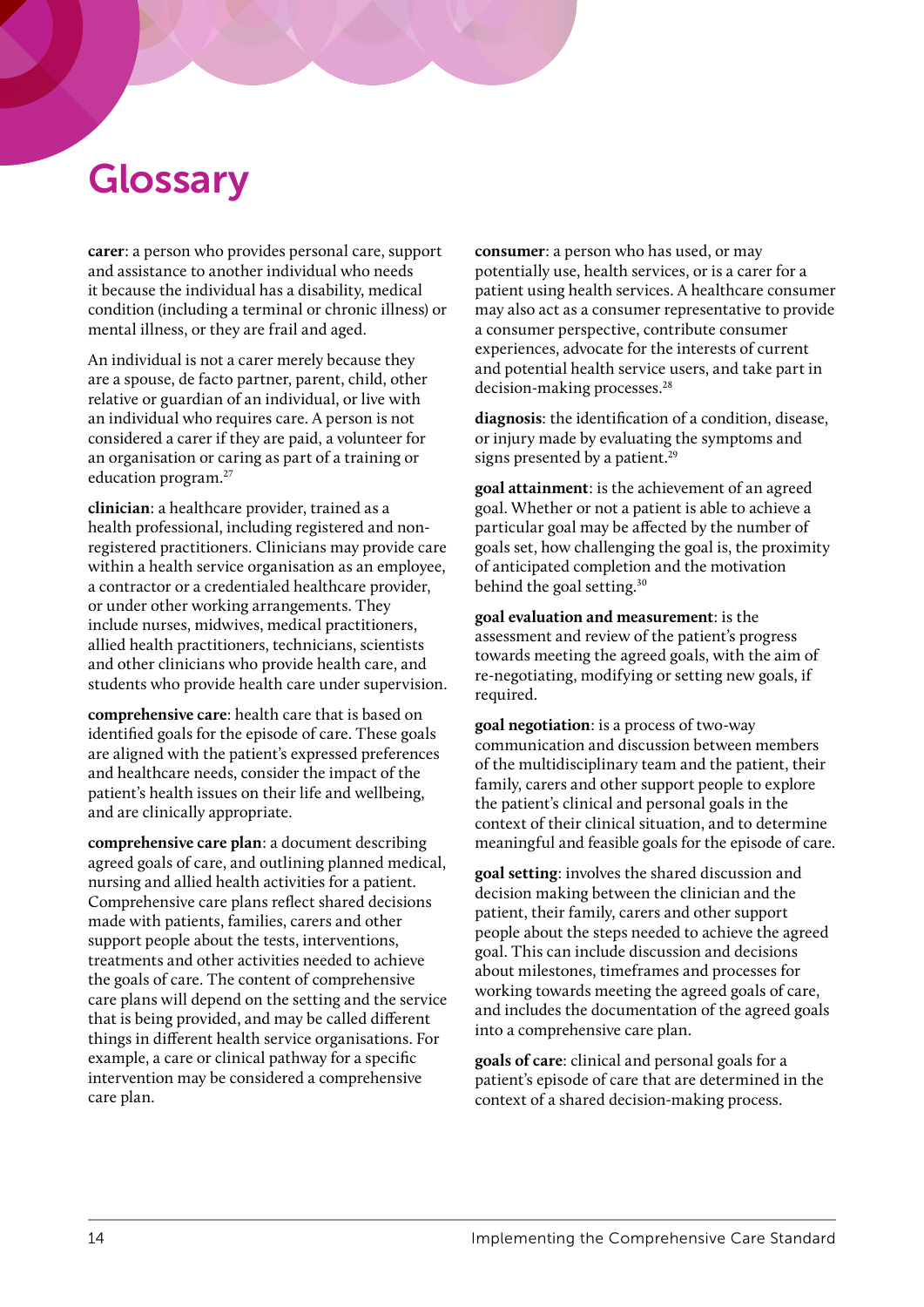# Glossary

**carer**: a person who provides personal care, support and assistance to another individual who needs it because the individual has a disability, medical condition (including a terminal or chronic illness) or mental illness, or they are frail and aged.

An individual is not a carer merely because they are a spouse, de facto partner, parent, child, other relative or guardian of an individual, or live with an individual who requires care. A person is not considered a carer if they are paid, a volunteer for an organisation or caring as part of a training or education program.[27]

**clinician**: a healthcare provider, trained as a health professional, including registered and non-registered practitioners. Clinicians may provide care within a health service organisation as an employee, a contractor or a credentialed healthcare provider, or under other working arrangements. They include nurses, midwives, medical practitioners, allied health practitioners, technicians, scientists and other clinicians who provide health care, and students who provide health care under supervision.

**comprehensive care**: health care that is based on identified goals for the episode of care. These goals are aligned with the patient's expressed preferences and healthcare needs, consider the impact of the patient's health issues on their life and wellbeing, and are clinically appropriate.

**comprehensive care plan**: a document describing agreed goals of care, and outlining planned medical, nursing and allied health activities for a patient. Comprehensive care plans reflect shared decisions made with patients, families, carers and other support people about the tests, interventions, treatments and other activities needed to achieve the goals of care. The content of comprehensive care plans will depend on the setting and the service that is being provided, and may be called different things in different health service organisations. For example, a care or clinical pathway for a specific intervention may be considered a comprehensive care plan.

**consumer**: a person who has used, or may potentially use, health services, or is a carer for a patient using health services. A healthcare consumer may also act as a consumer representative to provide a consumer perspective, contribute consumer experiences, advocate for the interests of current and potential health service users, and take part in decision-making processes.[28]

**diagnosis**: the identification of a condition, disease, or injury made by evaluating the symptoms and signs presented by a patient.[29]

**goal attainment**: is the achievement of an agreed goal. Whether or not a patient is able to achieve a particular goal may be affected by the number of goals set, how challenging the goal is, the proximity of anticipated completion and the motivation behind the goal setting.[30]

**goal evaluation and measurement**: is the assessment and review of the patient's progress towards meeting the agreed goals, with the aim of re-negotiating, modifying or setting new goals, if required.

**goal negotiation**: is a process of two-way communication and discussion between members of the multidisciplinary team and the patient, their family, carers and other support people to explore the patient's clinical and personal goals in the context of their clinical situation, and to determine meaningful and feasible goals for the episode of care.

**goal setting**: involves the shared discussion and decision making between the clinician and the patient, their family, carers and other support people about the steps needed to achieve the agreed goal. This can include discussion and decisions about milestones, timeframes and processes for working towards meeting the agreed goals of care, and includes the documentation of the agreed goals into a comprehensive care plan.

**goals of care**: clinical and personal goals for a patient's episode of care that are determined in the context of a shared decision-making process.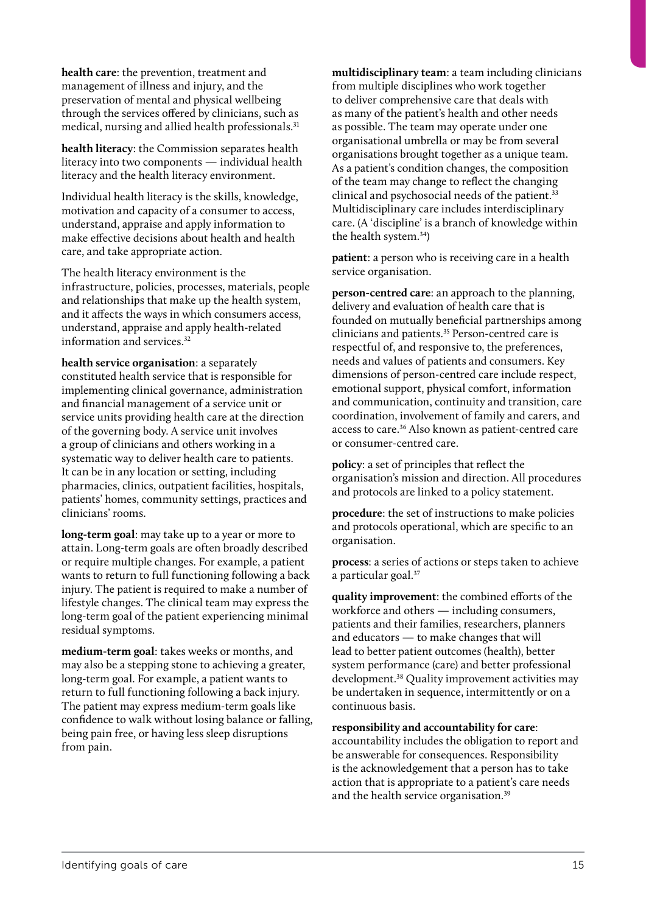**health care**: the prevention, treatment and management of illness and injury, and the preservation of mental and physical wellbeing through the services offered by clinicians, such as medical, nursing and allied health professionals.[31]

**health literacy**: the Commission separates health literacy into two components — individual health literacy and the health literacy environment.

Individual health literacy is the skills, knowledge, motivation and capacity of a consumer to access, understand, appraise and apply information to make effective decisions about health and health care, and take appropriate action.

The health literacy environment is the infrastructure, policies, processes, materials, people and relationships that make up the health system, and it affects the ways in which consumers access, understand, appraise and apply health-related information and services.[32]

**health service organisation**: a separately constituted health service that is responsible for implementing clinical governance, administration and financial management of a service unit or service units providing health care at the direction of the governing body. A service unit involves a group of clinicians and others working in a systematic way to deliver health care to patients. It can be in any location or setting, including pharmacies, clinics, outpatient facilities, hospitals, patients' homes, community settings, practices and clinicians' rooms.

**long-term goal**: may take up to a year or more to attain. Long-term goals are often broadly described or require multiple changes. For example, a patient wants to return to full functioning following a back injury. The patient is required to make a number of lifestyle changes. The clinical team may express the long-term goal of the patient experiencing minimal residual symptoms.

**medium-term goal**: takes weeks or months, and may also be a stepping stone to achieving a greater, long-term goal. For example, a patient wants to return to full functioning following a back injury. The patient may express medium-term goals like confidence to walk without losing balance or falling, being pain free, or having less sleep disruptions from pain.

**multidisciplinary team**: a team including clinicians from multiple disciplines who work together to deliver comprehensive care that deals with as many of the patient's health and other needs as possible. The team may operate under one organisational umbrella or may be from several organisations brought together as a unique team. As a patient's condition changes, the composition of the team may change to reflect the changing clinical and psychosocial needs of the patient.[33] Multidisciplinary care includes interdisciplinary care. (A 'discipline' is a branch of knowledge within the health system.[34])

**patient**: a person who is receiving care in a health service organisation.

**person-centred care**: an approach to the planning, delivery and evaluation of health care that is founded on mutually beneficial partnerships among clinicians and patients.[35] Person-centred care is respectful of, and responsive to, the preferences, needs and values of patients and consumers. Key dimensions of person-centred care include respect, emotional support, physical comfort, information and communication, continuity and transition, care coordination, involvement of family and carers, and access to care.[36] Also known as patient-centred care or consumer-centred care.

**policy**: a set of principles that reflect the organisation's mission and direction. All procedures and protocols are linked to a policy statement.

**procedure**: the set of instructions to make policies and protocols operational, which are specific to an organisation.

**process**: a series of actions or steps taken to achieve a particular goal.[37]

**quality improvement**: the combined efforts of the workforce and others — including consumers, patients and their families, researchers, planners and educators — to make changes that will lead to better patient outcomes (health), better system performance (care) and better professional development.[38] Quality improvement activities may be undertaken in sequence, intermittently or on a continuous basis.

**responsibility and accountability for care**: accountability includes the obligation to report and be answerable for consequences. Responsibility is the acknowledgement that a person has to take action that is appropriate to a patient's care needs and the health service organisation.[39]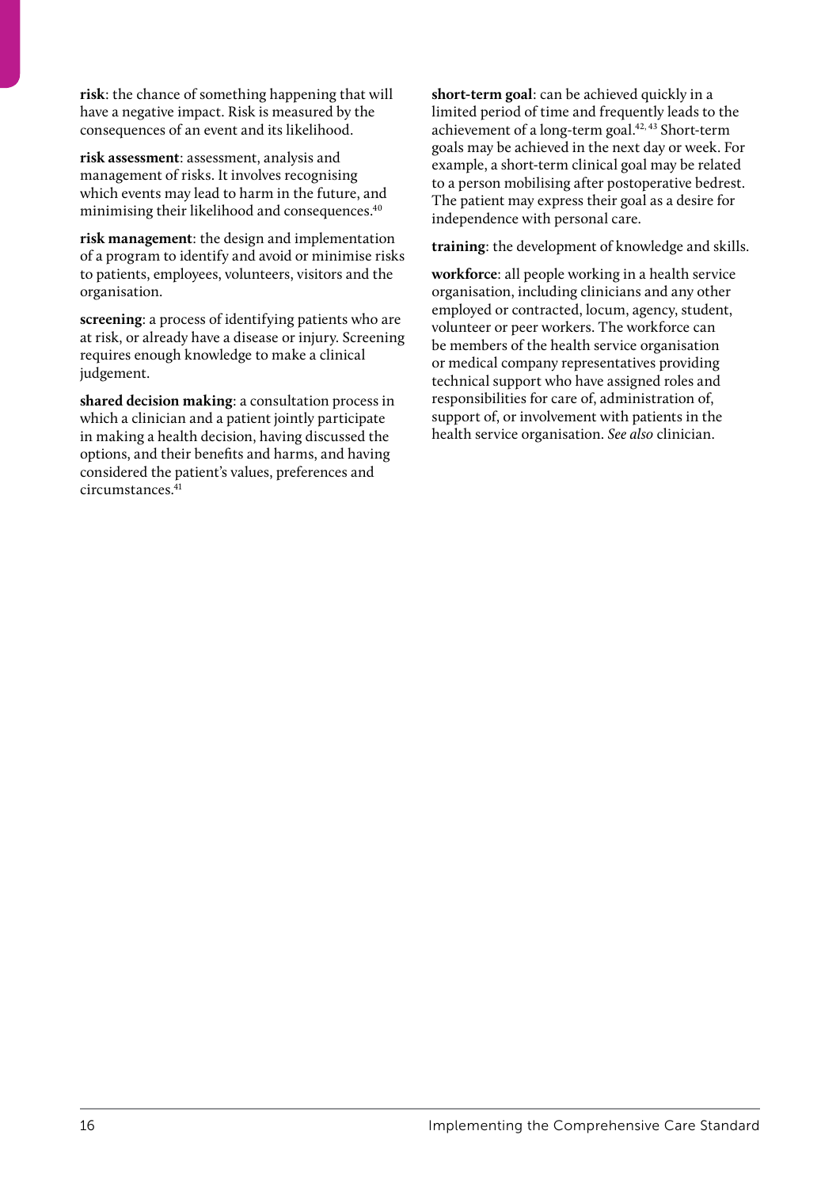**risk**: the chance of something happening that will have a negative impact. Risk is measured by the consequences of an event and its likelihood.

**risk assessment**: assessment, analysis and management of risks. It involves recognising which events may lead to harm in the future, and minimising their likelihood and consequences.[40]

**risk management**: the design and implementation of a program to identify and avoid or minimise risks to patients, employees, volunteers, visitors and the organisation.

**screening**: a process of identifying patients who are at risk, or already have a disease or injury. Screening requires enough knowledge to make a clinical judgement.

**shared decision making**: a consultation process in which a clinician and a patient jointly participate in making a health decision, having discussed the options, and their benefits and harms, and having considered the patient's values, preferences and circumstances.[41]

**short-term goal**: can be achieved quickly in a limited period of time and frequently leads to the achievement of a long-term goal.[42, 43] Short-term goals may be achieved in the next day or week. For example, a short-term clinical goal may be related to a person mobilising after postoperative bedrest. The patient may express their goal as a desire for independence with personal care.

**training**: the development of knowledge and skills.

**workforce**: all people working in a health service organisation, including clinicians and any other employed or contracted, locum, agency, student, volunteer or peer workers. The workforce can be members of the health service organisation or medical company representatives providing technical support who have assigned roles and responsibilities for care of, administration of, support of, or involvement with patients in the health service organisation. *See also* clinician.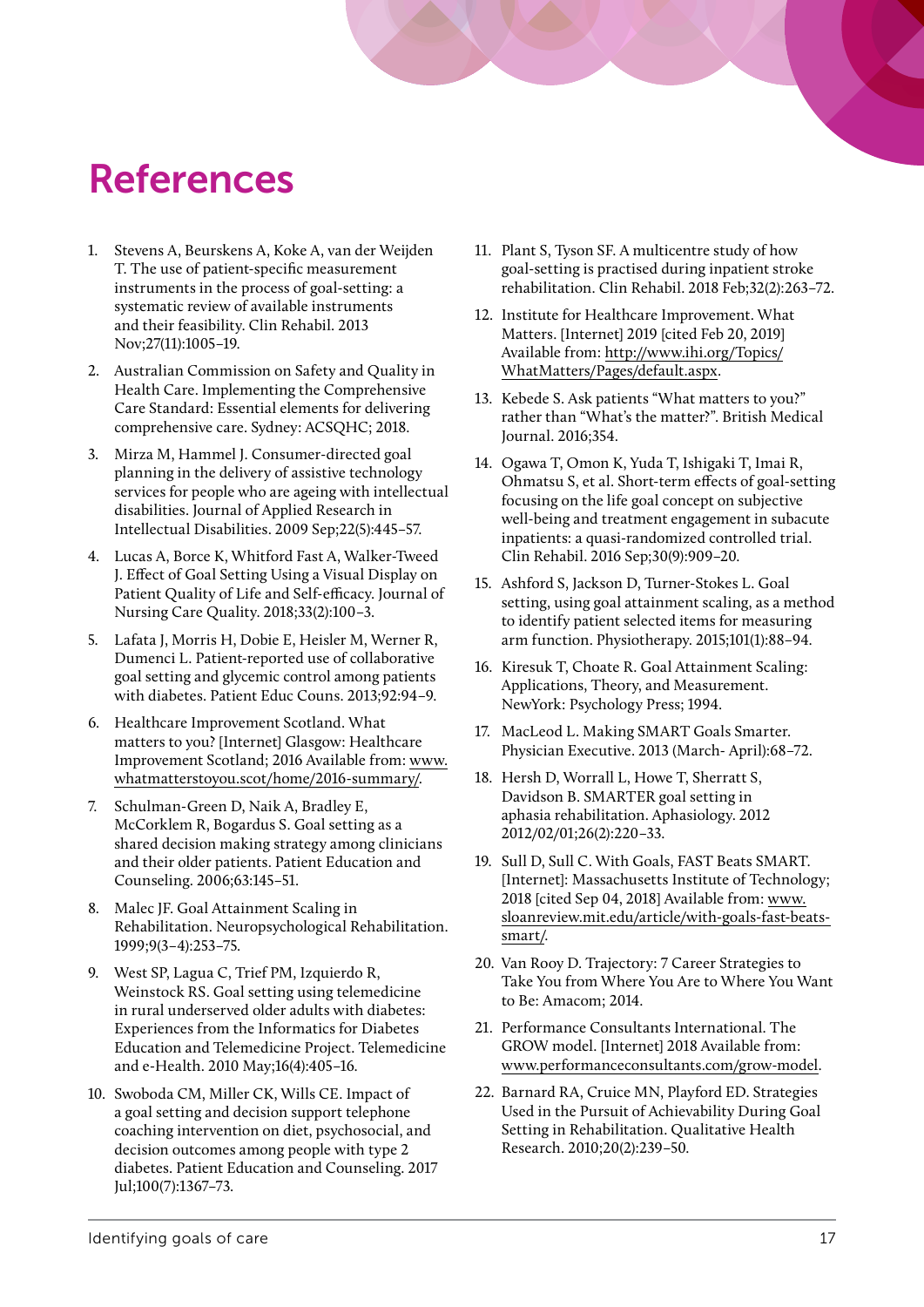# References

1. Stevens A, Beurskens A, Koke A, van der Weijden T. The use of patient-specific measurement instruments in the process of goal-setting: a systematic review of available instruments and their feasibility. Clin Rehabil. 2013 Nov;27(11):1005–19.
2. Australian Commission on Safety and Quality in Health Care. Implementing the Comprehensive Care Standard: Essential elements for delivering comprehensive care. Sydney: ACSQHC; 2018.
3. Mirza M, Hammel J. Consumer-directed goal planning in the delivery of assistive technology services for people who are ageing with intellectual disabilities. Journal of Applied Research in Intellectual Disabilities. 2009 Sep;22(5):445–57.
4. Lucas A, Borce K, Whitford Fast A, Walker-Tweed J. Effect of Goal Setting Using a Visual Display on Patient Quality of Life and Self-efficacy. Journal of Nursing Care Quality. 2018;33(2):100–3.
5. Lafata J, Morris H, Dobie E, Heisler M, Werner R, Dumenci L. Patient-reported use of collaborative goal setting and glycemic control among patients with diabetes. Patient Educ Couns. 2013;92:94–9.
6. Healthcare Improvement Scotland. What matters to you? [Internet] Glasgow: Healthcare Improvement Scotland; 2016 Available from: www.whatmatterstoyou.scot/home/2016-summary/.
7. Schulman-Green D, Naik A, Bradley E, McCorklem R, Bogardus S. Goal setting as a shared decision making strategy among clinicians and their older patients. Patient Education and Counseling. 2006;63:145–51.
8. Malec JF. Goal Attainment Scaling in Rehabilitation. Neuropsychological Rehabilitation. 1999;9(3–4):253–75.
9. West SP, Lagua C, Trief PM, Izquierdo R, Weinstock RS. Goal setting using telemedicine in rural underserved older adults with diabetes: Experiences from the Informatics for Diabetes Education and Telemedicine Project. Telemedicine and e-Health. 2010 May;16(4):405–16.
10. Swoboda CM, Miller CK, Wills CE. Impact of a goal setting and decision support telephone coaching intervention on diet, psychosocial, and decision outcomes among people with type 2 diabetes. Patient Education and Counseling. 2017 Jul;100(7):1367–73.
11. Plant S, Tyson SF. A multicentre study of how goal-setting is practised during inpatient stroke rehabilitation. Clin Rehabil. 2018 Feb;32(2):263–72.
12. Institute for Healthcare Improvement. What Matters. [Internet] 2019 [cited Feb 20, 2019] Available from: http://www.ihi.org/Topics/WhatMatters/Pages/default.aspx.
13. Kebede S. Ask patients "What matters to you?" rather than "What's the matter?". British Medical Journal. 2016;354.
14. Ogawa T, Omon K, Yuda T, Ishigaki T, Imai R, Ohmatsu S, et al. Short-term effects of goal-setting focusing on the life goal concept on subjective well-being and treatment engagement in subacute inpatients: a quasi-randomized controlled trial. Clin Rehabil. 2016 Sep;30(9):909–20.
15. Ashford S, Jackson D, Turner-Stokes L. Goal setting, using goal attainment scaling, as a method to identify patient selected items for measuring arm function. Physiotherapy. 2015;101(1):88–94.
16. Kiresuk T, Choate R. Goal Attainment Scaling: Applications, Theory, and Measurement. NewYork: Psychology Press; 1994.
17. MacLeod L. Making SMART Goals Smarter. Physician Executive. 2013 (March- April):68–72.
18. Hersh D, Worrall L, Howe T, Sherratt S, Davidson B. SMARTER goal setting in aphasia rehabilitation. Aphasiology. 2012 2012/02/01;26(2):220–33.
19. Sull D, Sull C. With Goals, FAST Beats SMART. [Internet]: Massachusetts Institute of Technology; 2018 [cited Sep 04, 2018] Available from: www.sloanreview.mit.edu/article/with-goals-fast-beats-smart/.
20. Van Rooy D. Trajectory: 7 Career Strategies to Take You from Where You Are to Where You Want to Be: Amacom; 2014.
21. Performance Consultants International. The GROW model. [Internet] 2018 Available from: www.performanceconsultants.com/grow-model.
22. Barnard RA, Cruice MN, Playford ED. Strategies Used in the Pursuit of Achievability During Goal Setting in Rehabilitation. Qualitative Health Research. 2010;20(2):239–50.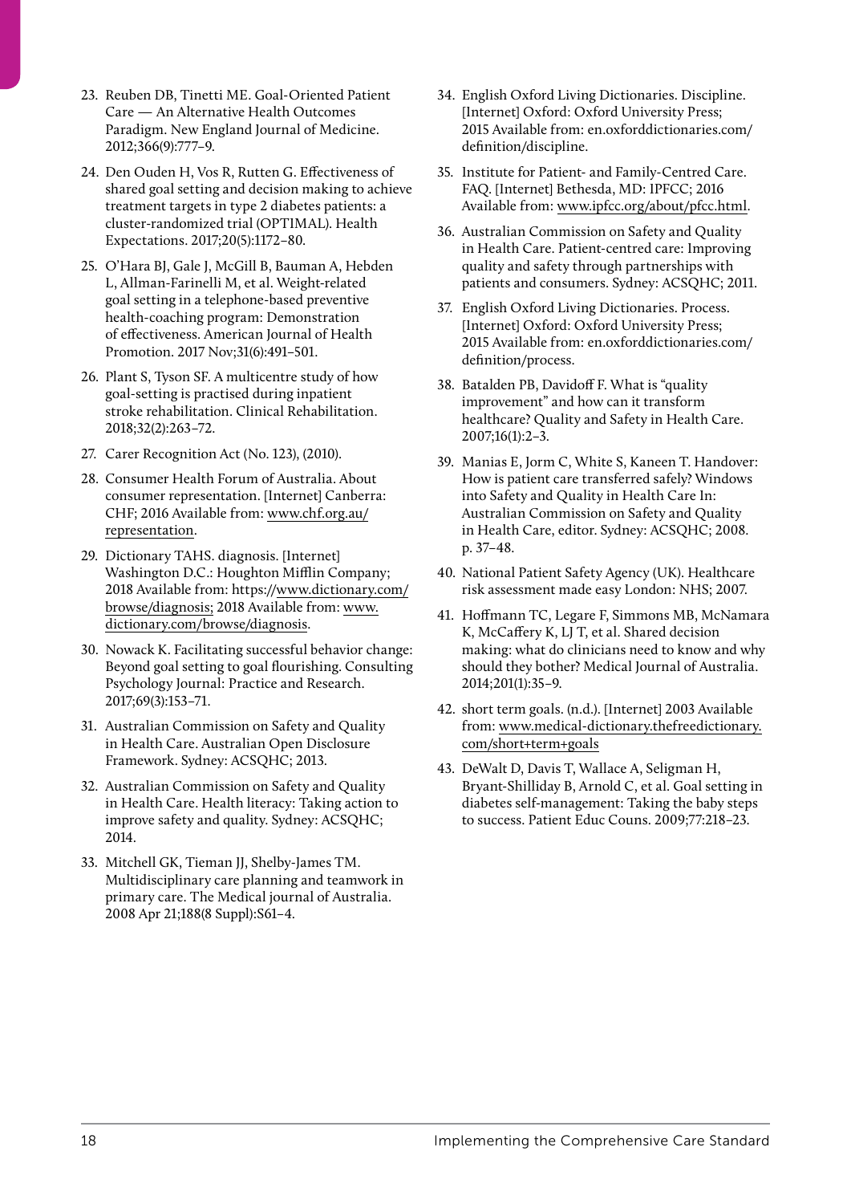23. Reuben DB, Tinetti ME. Goal-Oriented Patient Care — An Alternative Health Outcomes Paradigm. New England Journal of Medicine. 2012;366(9):777–9.
24. Den Ouden H, Vos R, Rutten G. Effectiveness of shared goal setting and decision making to achieve treatment targets in type 2 diabetes patients: a cluster-randomized trial (OPTIMAL). Health Expectations. 2017;20(5):1172–80.
25. O'Hara BJ, Gale J, McGill B, Bauman A, Hebden L, Allman-Farinelli M, et al. Weight-related goal setting in a telephone-based preventive health-coaching program: Demonstration of effectiveness. American Journal of Health Promotion. 2017 Nov;31(6):491–501.
26. Plant S, Tyson SF. A multicentre study of how goal-setting is practised during inpatient stroke rehabilitation. Clinical Rehabilitation. 2018;32(2):263–72.
27. Carer Recognition Act (No. 123), (2010).
28. Consumer Health Forum of Australia. About consumer representation. [Internet] Canberra: CHF; 2016 Available from: www.chf.org.au/representation.
29. Dictionary TAHS. diagnosis. [Internet] Washington D.C.: Houghton Mifflin Company; 2018 Available from: https://www.dictionary.com/browse/diagnosis; 2018 Available from: www.dictionary.com/browse/diagnosis.
30. Nowack K. Facilitating successful behavior change: Beyond goal setting to goal flourishing. Consulting Psychology Journal: Practice and Research. 2017;69(3):153–71.
31. Australian Commission on Safety and Quality in Health Care. Australian Open Disclosure Framework. Sydney: ACSQHC; 2013.
32. Australian Commission on Safety and Quality in Health Care. Health literacy: Taking action to improve safety and quality. Sydney: ACSQHC; 2014.
33. Mitchell GK, Tieman JJ, Shelby-James TM. Multidisciplinary care planning and teamwork in primary care. The Medical journal of Australia. 2008 Apr 21;188(8 Suppl):S61–4.
34. English Oxford Living Dictionaries. Discipline. [Internet] Oxford: Oxford University Press; 2015 Available from: en.oxforddictionaries.com/definition/discipline.
35. Institute for Patient- and Family-Centred Care. FAQ. [Internet] Bethesda, MD: IPFCC; 2016 Available from: www.ipfcc.org/about/pfcc.html.
36. Australian Commission on Safety and Quality in Health Care. Patient-centred care: Improving quality and safety through partnerships with patients and consumers. Sydney: ACSQHC; 2011.
37. English Oxford Living Dictionaries. Process. [Internet] Oxford: Oxford University Press; 2015 Available from: en.oxforddictionaries.com/definition/process.
38. Batalden PB, Davidoff F. What is "quality improvement" and how can it transform healthcare? Quality and Safety in Health Care. 2007;16(1):2–3.
39. Manias E, Jorm C, White S, Kaneen T. Handover: How is patient care transferred safely? Windows into Safety and Quality in Health Care In: Australian Commission on Safety and Quality in Health Care, editor. Sydney: ACSQHC; 2008. p. 37–48.
40. National Patient Safety Agency (UK). Healthcare risk assessment made easy London: NHS; 2007.
41. Hoffmann TC, Legare F, Simmons MB, McNamara K, McCaffery K, LJ T, et al. Shared decision making: what do clinicians need to know and why should they bother? Medical Journal of Australia. 2014;201(1):35–9.
42. short term goals. (n.d.). [Internet] 2003 Available from: www.medical-dictionary.thefreedictionary.com/short+term+goals
43. DeWalt D, Davis T, Wallace A, Seligman H, Bryant-Shilliday B, Arnold C, et al. Goal setting in diabetes self-management: Taking the baby steps to success. Patient Educ Couns. 2009;77:218–23.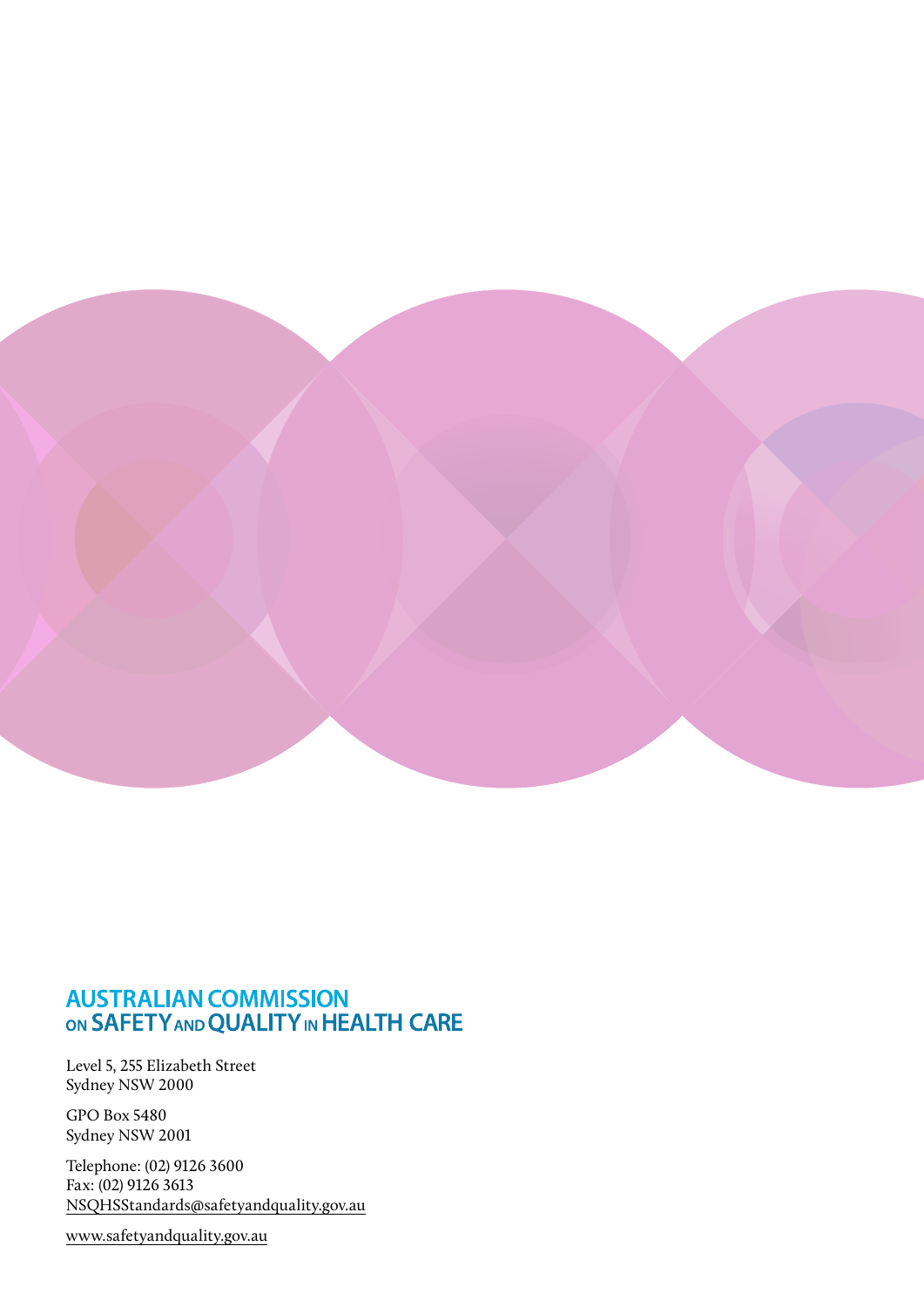**AUSTRALIAN COMMISSION ON SAFETY AND QUALITY IN HEALTH CARE**

Level 5, 255 Elizabeth Street
Sydney NSW 2000

GPO Box 5480
Sydney NSW 2001

Telephone: (02) 9126 3600
Fax: (02) 9126 3613
NSQHSStandards@safetyandquality.gov.au

www.safetyandquality.gov.au